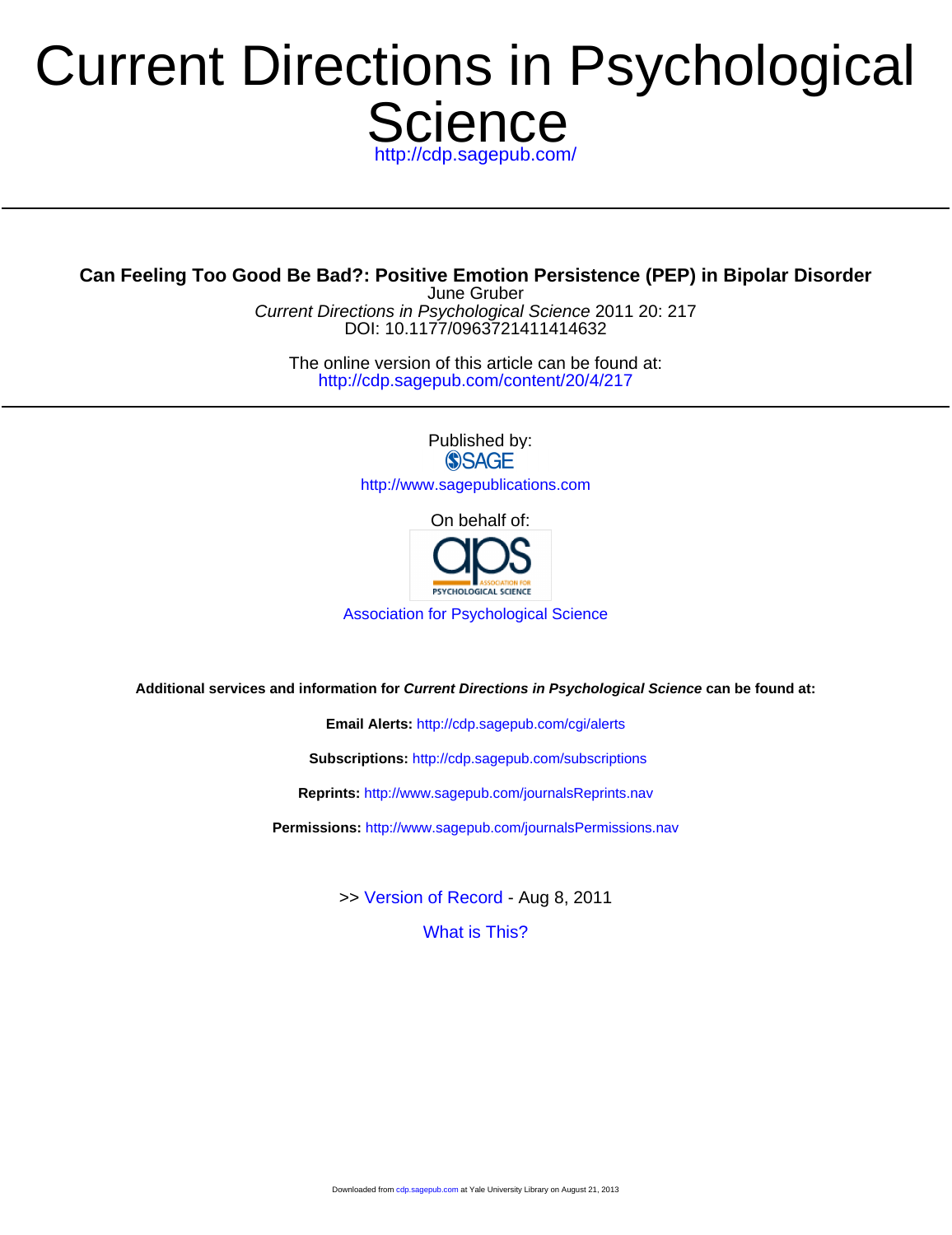# Current Directions in Psychological Science

http://cdp.sagepub.com/

## Can Feeling Too Good Be Bad?: Positive Emotion Persistence (PEP) in Bipolar Disorder

June Gruber

*Current Directions in Psychological Science* 2011 20: 217
DOI: 10.1177/0963721411414632

The online version of this article can be found at:
http://cdp.sagepub.com/content/20/4/217

Published by:
SAGE
http://www.sagepublications.com

On behalf of:
aps ASSOCIATION FOR PSYCHOLOGICAL SCIENCE
Association for Psychological Science

**Additional services and information for *Current Directions in Psychological Science* can be found at:**

**Email Alerts:** http://cdp.sagepub.com/cgi/alerts

**Subscriptions:** http://cdp.sagepub.com/subscriptions

**Reprints:** http://www.sagepub.com/journalsReprints.nav

**Permissions:** http://www.sagepub.com/journalsPermissions.nav

>> Version of Record - Aug 8, 2011

What is This?

Downloaded from cdp.sagepub.com at Yale University Library on August 21, 2013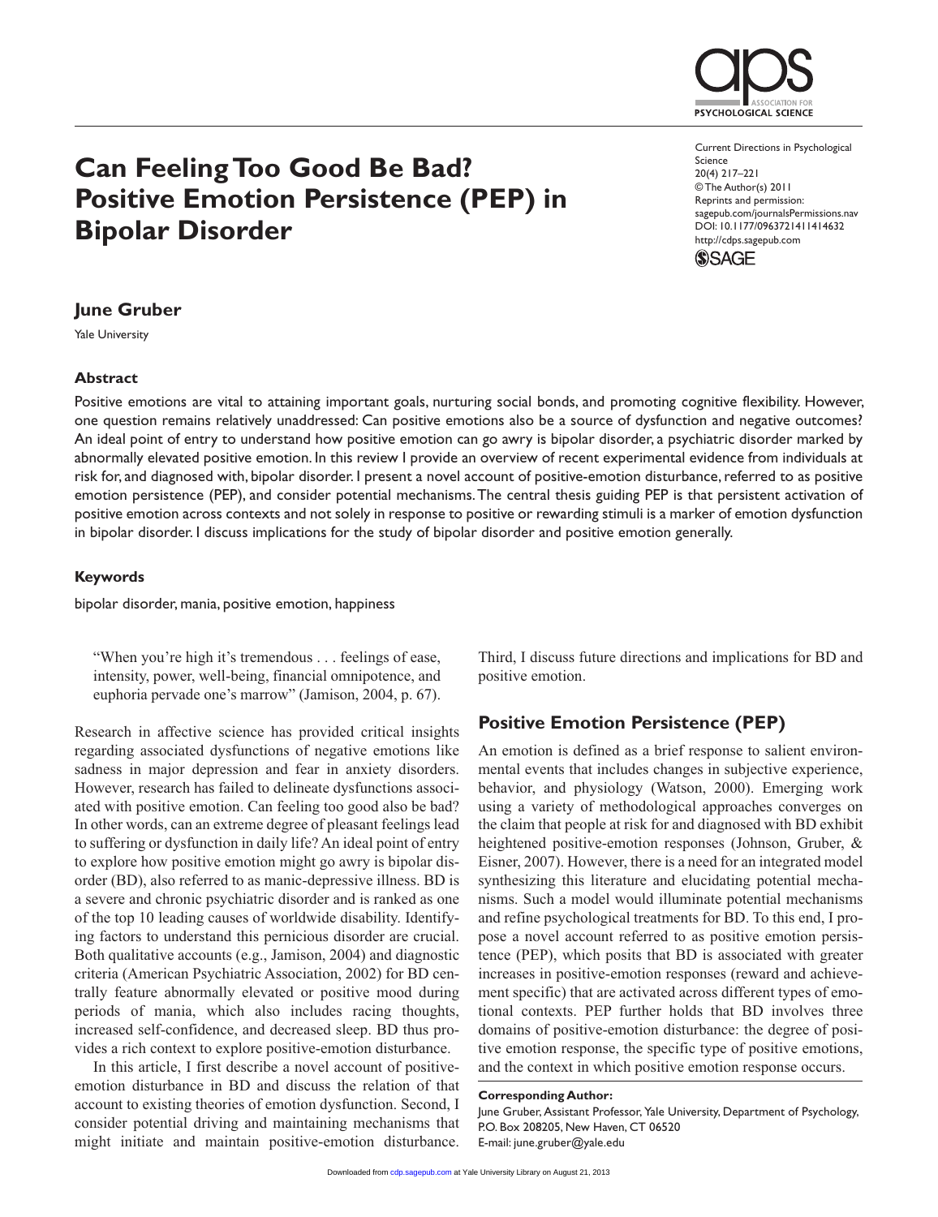# Can Feeling Too Good Be Bad? Positive Emotion Persistence (PEP) in Bipolar Disorder

**June Gruber**

Yale University

### Abstract

Positive emotions are vital to attaining important goals, nurturing social bonds, and promoting cognitive flexibility. However, one question remains relatively unaddressed: Can positive emotions also be a source of dysfunction and negative outcomes? An ideal point of entry to understand how positive emotion can go awry is bipolar disorder, a psychiatric disorder marked by abnormally elevated positive emotion. In this review I provide an overview of recent experimental evidence from individuals at risk for, and diagnosed with, bipolar disorder. I present a novel account of positive-emotion disturbance, referred to as positive emotion persistence (PEP), and consider potential mechanisms. The central thesis guiding PEP is that persistent activation of positive emotion across contexts and not solely in response to positive or rewarding stimuli is a marker of emotion dysfunction in bipolar disorder. I discuss implications for the study of bipolar disorder and positive emotion generally.

### Keywords

bipolar disorder, mania, positive emotion, happiness

> "When you're high it's tremendous . . . feelings of ease, intensity, power, well-being, financial omnipotence, and euphoria pervade one's marrow" (Jamison, 2004, p. 67).

Research in affective science has provided critical insights regarding associated dysfunctions of negative emotions like sadness in major depression and fear in anxiety disorders. However, research has failed to delineate dysfunctions associated with positive emotion. Can feeling too good also be bad? In other words, can an extreme degree of pleasant feelings lead to suffering or dysfunction in daily life? An ideal point of entry to explore how positive emotion might go awry is bipolar disorder (BD), also referred to as manic-depressive illness. BD is a severe and chronic psychiatric disorder and is ranked as one of the top 10 leading causes of worldwide disability. Identifying factors to understand this pernicious disorder are crucial. Both qualitative accounts (e.g., Jamison, 2004) and diagnostic criteria (American Psychiatric Association, 2002) for BD centrally feature abnormally elevated or positive mood during periods of mania, which also includes racing thoughts, increased self-confidence, and decreased sleep. BD thus provides a rich context to explore positive-emotion disturbance.

In this article, I first describe a novel account of positive-emotion disturbance in BD and discuss the relation of that account to existing theories of emotion dysfunction. Second, I consider potential driving and maintaining mechanisms that might initiate and maintain positive-emotion disturbance. Third, I discuss future directions and implications for BD and positive emotion.

## Positive Emotion Persistence (PEP)

An emotion is defined as a brief response to salient environmental events that includes changes in subjective experience, behavior, and physiology (Watson, 2000). Emerging work using a variety of methodological approaches converges on the claim that people at risk for and diagnosed with BD exhibit heightened positive-emotion responses (Johnson, Gruber, & Eisner, 2007). However, there is a need for an integrated model synthesizing this literature and elucidating potential mechanisms. Such a model would illuminate potential mechanisms and refine psychological treatments for BD. To this end, I propose a novel account referred to as positive emotion persistence (PEP), which posits that BD is associated with greater increases in positive-emotion responses (reward and achievement specific) that are activated across different types of emotional contexts. PEP further holds that BD involves three domains of positive-emotion disturbance: the degree of positive emotion response, the specific type of positive emotions, and the context in which positive emotion response occurs.

**Corresponding Author:**
June Gruber, Assistant Professor, Yale University, Department of Psychology, P.O. Box 208205, New Haven, CT 06520
E-mail: june.gruber@yale.edu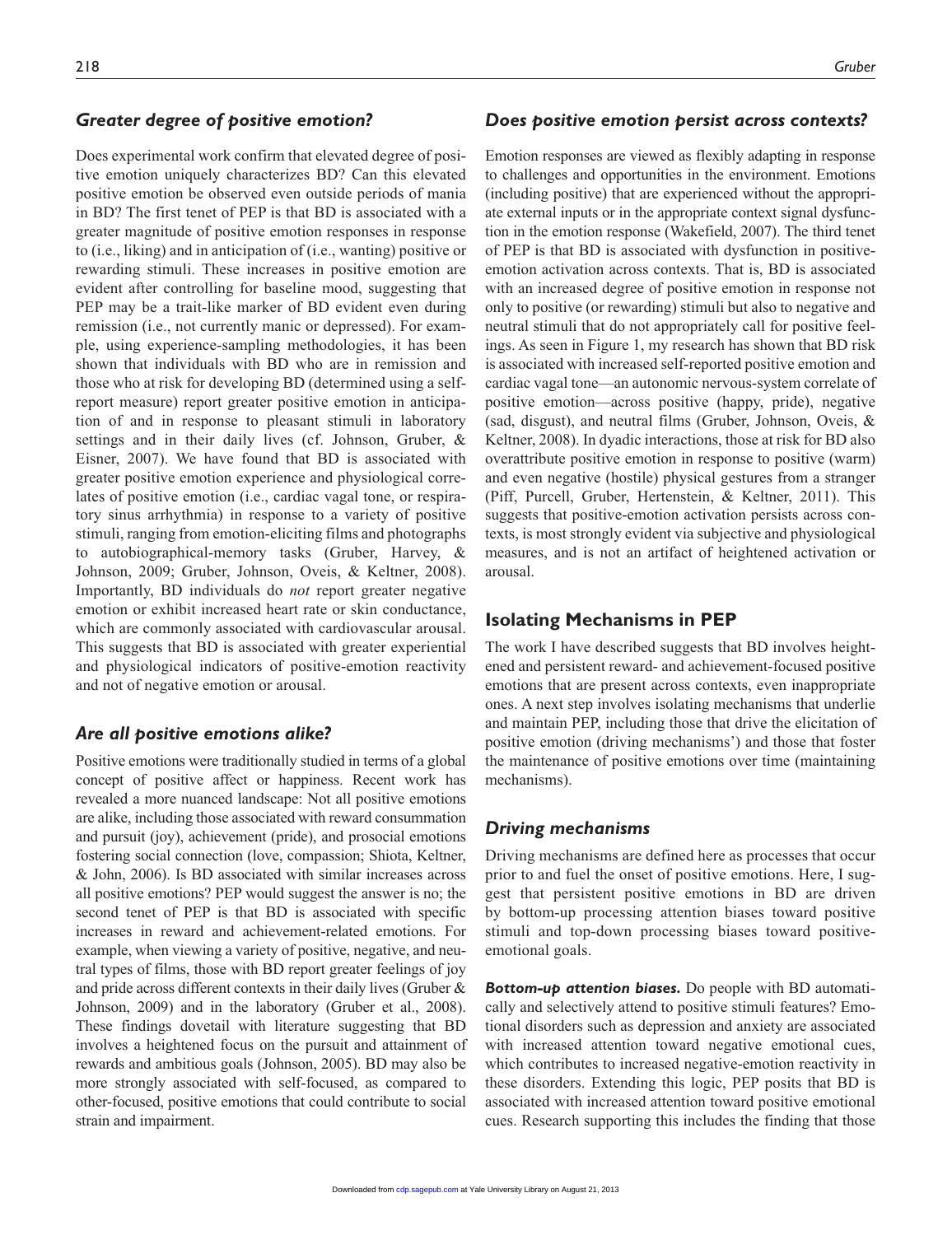### *Greater degree of positive emotion?*

Does experimental work confirm that elevated degree of positive emotion uniquely characterizes BD? Can this elevated positive emotion be observed even outside periods of mania in BD? The first tenet of PEP is that BD is associated with a greater magnitude of positive emotion responses in response to (i.e., liking) and in anticipation of (i.e., wanting) positive or rewarding stimuli. These increases in positive emotion are evident after controlling for baseline mood, suggesting that PEP may be a trait-like marker of BD evident even during remission (i.e., not currently manic or depressed). For example, using experience-sampling methodologies, it has been shown that individuals with BD who are in remission and those who at risk for developing BD (determined using a self-report measure) report greater positive emotion in anticipation of and in response to pleasant stimuli in laboratory settings and in their daily lives (cf. Johnson, Gruber, & Eisner, 2007). We have found that BD is associated with greater positive emotion experience and physiological correlates of positive emotion (i.e., cardiac vagal tone, or respiratory sinus arrhythmia) in response to a variety of positive stimuli, ranging from emotion-eliciting films and photographs to autobiographical-memory tasks (Gruber, Harvey, & Johnson, 2009; Gruber, Johnson, Oveis, & Keltner, 2008). Importantly, BD individuals do *not* report greater negative emotion or exhibit increased heart rate or skin conductance, which are commonly associated with cardiovascular arousal. This suggests that BD is associated with greater experiential and physiological indicators of positive-emotion reactivity and not of negative emotion or arousal.

### *Are all positive emotions alike?*

Positive emotions were traditionally studied in terms of a global concept of positive affect or happiness. Recent work has revealed a more nuanced landscape: Not all positive emotions are alike, including those associated with reward consummation and pursuit (joy), achievement (pride), and prosocial emotions fostering social connection (love, compassion; Shiota, Keltner, & John, 2006). Is BD associated with similar increases across all positive emotions? PEP would suggest the answer is no; the second tenet of PEP is that BD is associated with specific increases in reward and achievement-related emotions. For example, when viewing a variety of positive, negative, and neutral types of films, those with BD report greater feelings of joy and pride across different contexts in their daily lives (Gruber & Johnson, 2009) and in the laboratory (Gruber et al., 2008). These findings dovetail with literature suggesting that BD involves a heightened focus on the pursuit and attainment of rewards and ambitious goals (Johnson, 2005). BD may also be more strongly associated with self-focused, as compared to other-focused, positive emotions that could contribute to social strain and impairment.

### *Does positive emotion persist across contexts?*

Emotion responses are viewed as flexibly adapting in response to challenges and opportunities in the environment. Emotions (including positive) that are experienced without the appropriate external inputs or in the appropriate context signal dysfunction in the emotion response (Wakefield, 2007). The third tenet of PEP is that BD is associated with dysfunction in positive-emotion activation across contexts. That is, BD is associated with an increased degree of positive emotion in response not only to positive (or rewarding) stimuli but also to negative and neutral stimuli that do not appropriately call for positive feelings. As seen in Figure 1, my research has shown that BD risk is associated with increased self-reported positive emotion and cardiac vagal tone—an autonomic nervous-system correlate of positive emotion—across positive (happy, pride), negative (sad, disgust), and neutral films (Gruber, Johnson, Oveis, & Keltner, 2008). In dyadic interactions, those at risk for BD also overattribute positive emotion in response to positive (warm) and even negative (hostile) physical gestures from a stranger (Piff, Purcell, Gruber, Hertenstein, & Keltner, 2011). This suggests that positive-emotion activation persists across contexts, is most strongly evident via subjective and physiological measures, and is not an artifact of heightened activation or arousal.

## Isolating Mechanisms in PEP

The work I have described suggests that BD involves heightened and persistent reward- and achievement-focused positive emotions that are present across contexts, even inappropriate ones. A next step involves isolating mechanisms that underlie and maintain PEP, including those that drive the elicitation of positive emotion (driving mechanisms') and those that foster the maintenance of positive emotions over time (maintaining mechanisms).

### *Driving mechanisms*

Driving mechanisms are defined here as processes that occur prior to and fuel the onset of positive emotions. Here, I suggest that persistent positive emotions in BD are driven by bottom-up processing attention biases toward positive stimuli and top-down processing biases toward positive-emotional goals.

***Bottom-up attention biases.*** Do people with BD automatically and selectively attend to positive stimuli features? Emotional disorders such as depression and anxiety are associated with increased attention toward negative emotional cues, which contributes to increased negative-emotion reactivity in these disorders. Extending this logic, PEP posits that BD is associated with increased attention toward positive emotional cues. Research supporting this includes the finding that those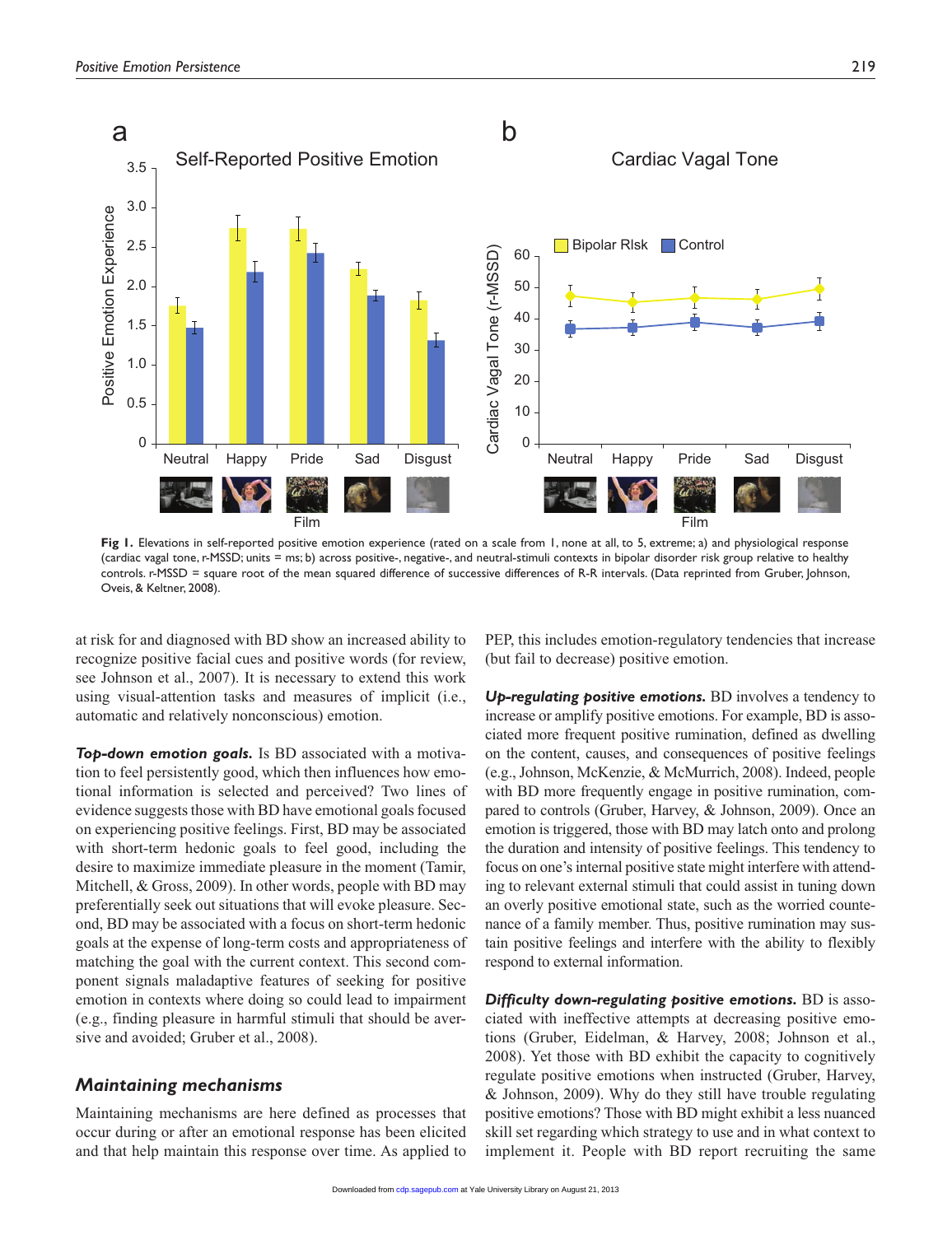a

Self-Reported Positive Emotion

Positive Emotion Experience

3.5
3.0
2.5
2.0
1.5
1.0
0.5
0

Neutral Happy Pride Sad Disgust

Film

b

Cardiac Vagal Tone

Cardiac Vagal Tone (r-MSSD)

Bipolar RIsk Control

60
50
40
30
20
10
0

Neutral Happy Pride Sad Disgust

Film

**Fig 1.** Elevations in self-reported positive emotion experience (rated on a scale from 1, none at all, to 5, extreme; a) and physiological response (cardiac vagal tone, r-MSSD; units = ms; b) across positive-, negative-, and neutral-stimuli contexts in bipolar disorder risk group relative to healthy controls. r-MSSD = square root of the mean squared difference of successive differences of R-R intervals. (Data reprinted from Gruber, Johnson, Oveis, & Keltner, 2008).

at risk for and diagnosed with BD show an increased ability to recognize positive facial cues and positive words (for review, see Johnson et al., 2007). It is necessary to extend this work using visual-attention tasks and measures of implicit (i.e., automatic and relatively nonconscious) emotion.

***Top-down emotion goals.*** Is BD associated with a motivation to feel persistently good, which then influences how emotional information is selected and perceived? Two lines of evidence suggests those with BD have emotional goals focused on experiencing positive feelings. First, BD may be associated with short-term hedonic goals to feel good, including the desire to maximize immediate pleasure in the moment (Tamir, Mitchell, & Gross, 2009). In other words, people with BD may preferentially seek out situations that will evoke pleasure. Second, BD may be associated with a focus on short-term hedonic goals at the expense of long-term costs and appropriateness of matching the goal with the current context. This second component signals maladaptive features of seeking for positive emotion in contexts where doing so could lead to impairment (e.g., finding pleasure in harmful stimuli that should be aversive and avoided; Gruber et al., 2008).

## *Maintaining mechanisms*

Maintaining mechanisms are here defined as processes that occur during or after an emotional response has been elicited and that help maintain this response over time. As applied to PEP, this includes emotion-regulatory tendencies that increase (but fail to decrease) positive emotion.

***Up-regulating positive emotions.*** BD involves a tendency to increase or amplify positive emotions. For example, BD is associated more frequent positive rumination, defined as dwelling on the content, causes, and consequences of positive feelings (e.g., Johnson, McKenzie, & McMurrich, 2008). Indeed, people with BD more frequently engage in positive rumination, compared to controls (Gruber, Harvey, & Johnson, 2009). Once an emotion is triggered, those with BD may latch onto and prolong the duration and intensity of positive feelings. This tendency to focus on one's internal positive state might interfere with attending to relevant external stimuli that could assist in tuning down an overly positive emotional state, such as the worried countenance of a family member. Thus, positive rumination may sustain positive feelings and interfere with the ability to flexibly respond to external information.

***Difficulty down-regulating positive emotions.*** BD is associated with ineffective attempts at decreasing positive emotions (Gruber, Eidelman, & Harvey, 2008; Johnson et al., 2008). Yet those with BD exhibit the capacity to cognitively regulate positive emotions when instructed (Gruber, Harvey, & Johnson, 2009). Why do they still have trouble regulating positive emotions? Those with BD might exhibit a less nuanced skill set regarding which strategy to use and in what context to implement it. People with BD report recruiting the same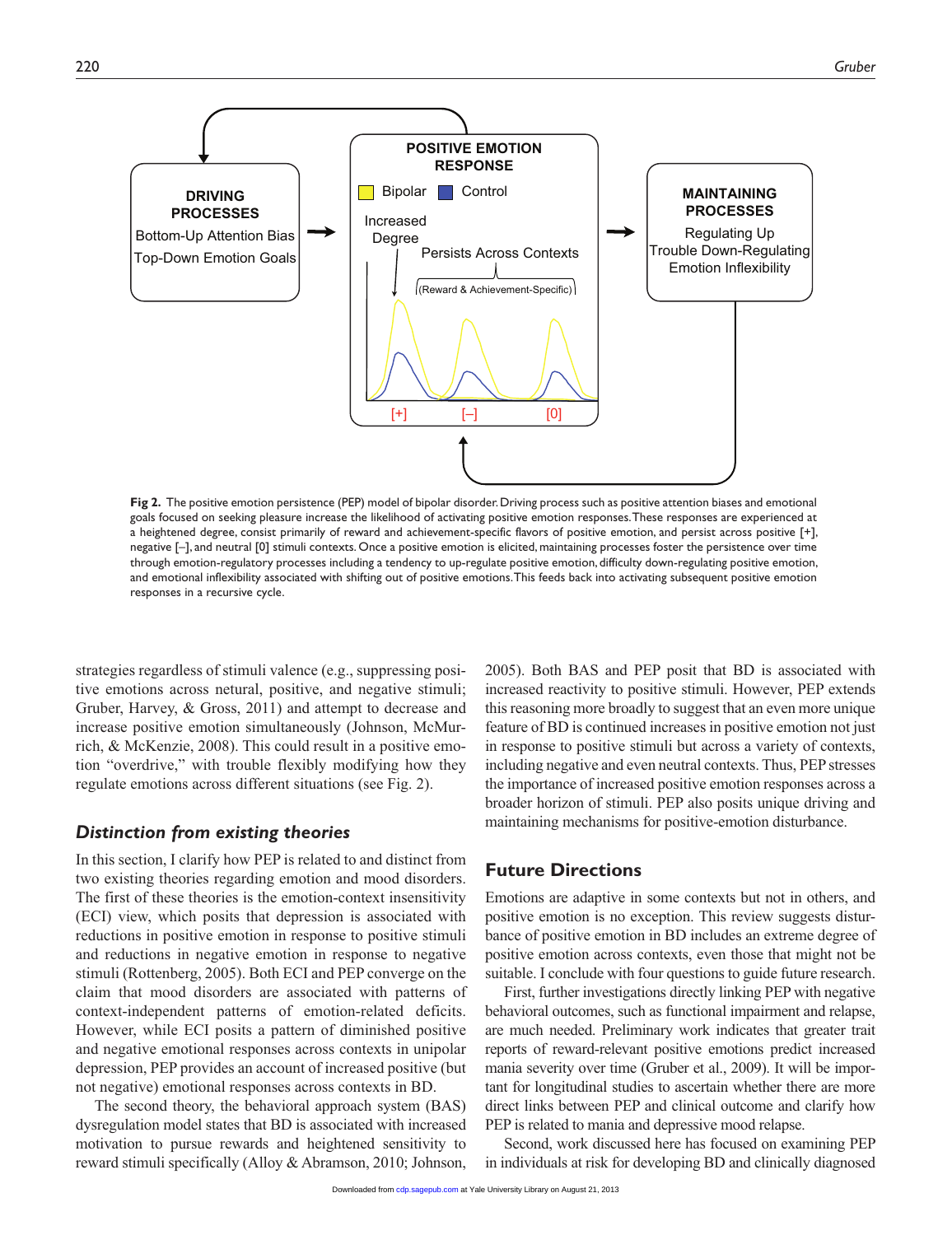**Fig 2.** The positive emotion persistence (PEP) model of bipolar disorder. Driving process such as positive attention biases and emotional goals focused on seeking pleasure increase the likelihood of activating positive emotion responses. These responses are experienced at a heightened degree, consist primarily of reward and achievement-specific flavors of positive emotion, and persist across positive [+], negative [–], and neutral [0] stimuli contexts. Once a positive emotion is elicited, maintaining processes foster the persistence over time through emotion-regulatory processes including a tendency to up-regulate positive emotion, difficulty down-regulating positive emotion, and emotional inflexibility associated with shifting out of positive emotions. This feeds back into activating subsequent positive emotion responses in a recursive cycle.

strategies regardless of stimuli valence (e.g., suppressing positive emotions across netural, positive, and negative stimuli; Gruber, Harvey, & Gross, 2011) and attempt to decrease and increase positive emotion simultaneously (Johnson, McMurrich, & McKenzie, 2008). This could result in a positive emotion "overdrive," with trouble flexibly modifying how they regulate emotions across different situations (see Fig. 2).

### *Distinction from existing theories*

In this section, I clarify how PEP is related to and distinct from two existing theories regarding emotion and mood disorders. The first of these theories is the emotion-context insensitivity (ECI) view, which posits that depression is associated with reductions in positive emotion in response to positive stimuli and reductions in negative emotion in response to negative stimuli (Rottenberg, 2005). Both ECI and PEP converge on the claim that mood disorders are associated with patterns of context-independent patterns of emotion-related deficits. However, while ECI posits a pattern of diminished positive and negative emotional responses across contexts in unipolar depression, PEP provides an account of increased positive (but not negative) emotional responses across contexts in BD.

The second theory, the behavioral approach system (BAS) dysregulation model states that BD is associated with increased motivation to pursue rewards and heightened sensitivity to reward stimuli specifically (Alloy & Abramson, 2010; Johnson, 2005). Both BAS and PEP posit that BD is associated with increased reactivity to positive stimuli. However, PEP extends this reasoning more broadly to suggest that an even more unique feature of BD is continued increases in positive emotion not just in response to positive stimuli but across a variety of contexts, including negative and even neutral contexts. Thus, PEP stresses the importance of increased positive emotion responses across a broader horizon of stimuli. PEP also posits unique driving and maintaining mechanisms for positive-emotion disturbance.

## Future Directions

Emotions are adaptive in some contexts but not in others, and positive emotion is no exception. This review suggests disturbance of positive emotion in BD includes an extreme degree of positive emotion across contexts, even those that might not be suitable. I conclude with four questions to guide future research.

First, further investigations directly linking PEP with negative behavioral outcomes, such as functional impairment and relapse, are much needed. Preliminary work indicates that greater trait reports of reward-relevant positive emotions predict increased mania severity over time (Gruber et al., 2009). It will be important for longitudinal studies to ascertain whether there are more direct links between PEP and clinical outcome and clarify how PEP is related to mania and depressive mood relapse.

Second, work discussed here has focused on examining PEP in individuals at risk for developing BD and clinically diagnosed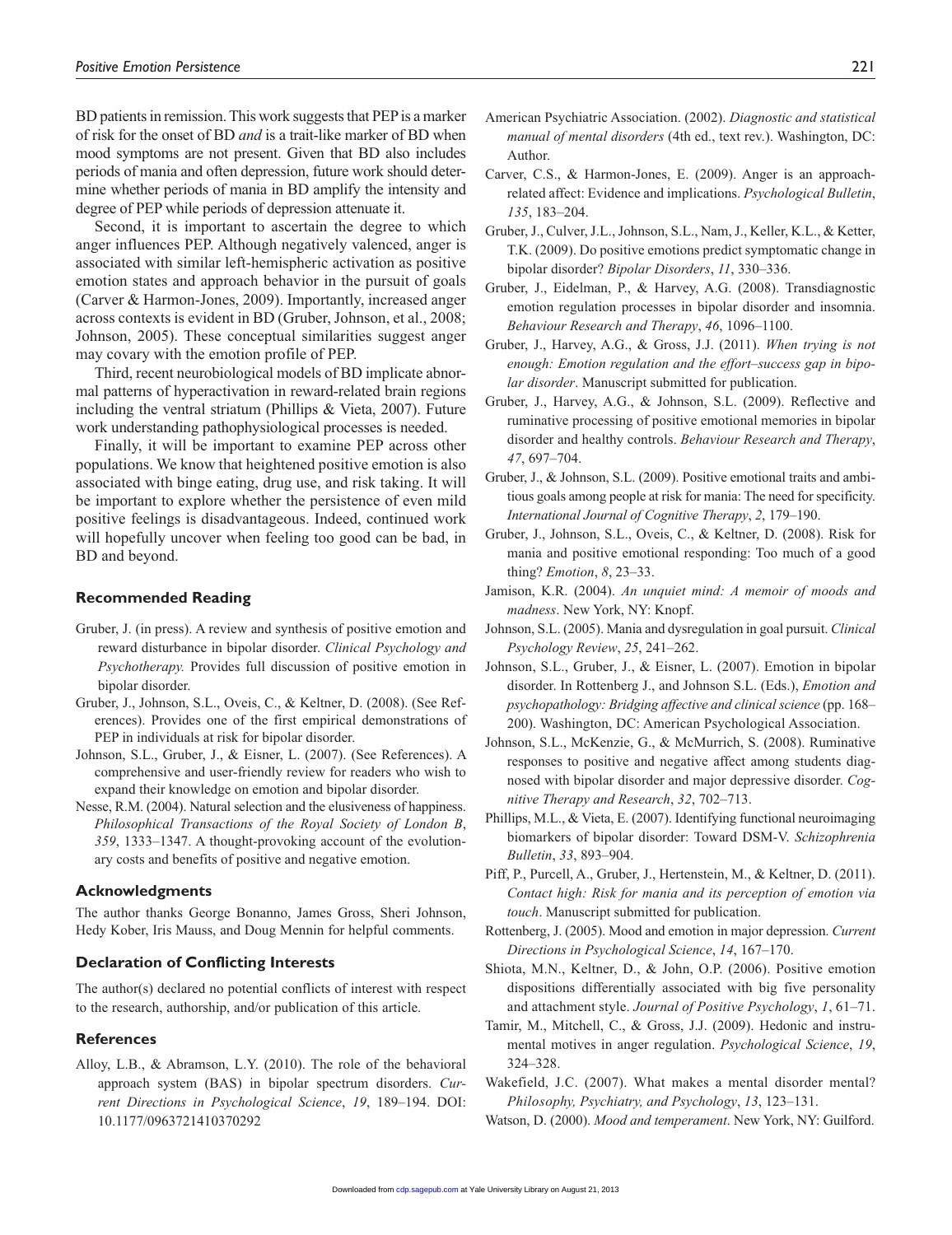BD patients in remission. This work suggests that PEP is a marker of risk for the onset of BD *and* is a trait-like marker of BD when mood symptoms are not present. Given that BD also includes periods of mania and often depression, future work should determine whether periods of mania in BD amplify the intensity and degree of PEP while periods of depression attenuate it.

Second, it is important to ascertain the degree to which anger influences PEP. Although negatively valenced, anger is associated with similar left-hemispheric activation as positive emotion states and approach behavior in the pursuit of goals (Carver & Harmon-Jones, 2009). Importantly, increased anger across contexts is evident in BD (Gruber, Johnson, et al., 2008; Johnson, 2005). These conceptual similarities suggest anger may covary with the emotion profile of PEP.

Third, recent neurobiological models of BD implicate abnormal patterns of hyperactivation in reward-related brain regions including the ventral striatum (Phillips & Vieta, 2007). Future work understanding pathophysiological processes is needed.

Finally, it will be important to examine PEP across other populations. We know that heightened positive emotion is also associated with binge eating, drug use, and risk taking. It will be important to explore whether the persistence of even mild positive feelings is disadvantageous. Indeed, continued work will hopefully uncover when feeling too good can be bad, in BD and beyond.

## Recommended Reading

Gruber, J. (in press). A review and synthesis of positive emotion and reward disturbance in bipolar disorder. *Clinical Psychology and Psychotherapy.* Provides full discussion of positive emotion in bipolar disorder.

Gruber, J., Johnson, S.L., Oveis, C., & Keltner, D. (2008). (See References). Provides one of the first empirical demonstrations of PEP in individuals at risk for bipolar disorder.

Johnson, S.L., Gruber, J., & Eisner, L. (2007). (See References). A comprehensive and user-friendly review for readers who wish to expand their knowledge on emotion and bipolar disorder.

Nesse, R.M. (2004). Natural selection and the elusiveness of happiness. *Philosophical Transactions of the Royal Society of London B*, *359*, 1333–1347. A thought-provoking account of the evolutionary costs and benefits of positive and negative emotion.

## Acknowledgments

The author thanks George Bonanno, James Gross, Sheri Johnson, Hedy Kober, Iris Mauss, and Doug Mennin for helpful comments.

## Declaration of Conflicting Interests

The author(s) declared no potential conflicts of interest with respect to the research, authorship, and/or publication of this article.

## References

Alloy, L.B., & Abramson, L.Y. (2010). The role of the behavioral approach system (BAS) in bipolar spectrum disorders. *Current Directions in Psychological Science*, *19*, 189–194. DOI: 10.1177/0963721410370292

American Psychiatric Association. (2002). *Diagnostic and statistical manual of mental disorders* (4th ed., text rev.). Washington, DC: Author.

Carver, C.S., & Harmon-Jones, E. (2009). Anger is an approach-related affect: Evidence and implications. *Psychological Bulletin*, *135*, 183–204.

Gruber, J., Culver, J.L., Johnson, S.L., Nam, J., Keller, K.L., & Ketter, T.K. (2009). Do positive emotions predict symptomatic change in bipolar disorder? *Bipolar Disorders*, *11*, 330–336.

Gruber, J., Eidelman, P., & Harvey, A.G. (2008). Transdiagnostic emotion regulation processes in bipolar disorder and insomnia. *Behaviour Research and Therapy*, *46*, 1096–1100.

Gruber, J., Harvey, A.G., & Gross, J.J. (2011). *When trying is not enough: Emotion regulation and the effort–success gap in bipolar disorder*. Manuscript submitted for publication.

Gruber, J., Harvey, A.G., & Johnson, S.L. (2009). Reflective and ruminative processing of positive emotional memories in bipolar disorder and healthy controls. *Behaviour Research and Therapy*, *47*, 697–704.

Gruber, J., & Johnson, S.L. (2009). Positive emotional traits and ambitious goals among people at risk for mania: The need for specificity. *International Journal of Cognitive Therapy*, *2*, 179–190.

Gruber, J., Johnson, S.L., Oveis, C., & Keltner, D. (2008). Risk for mania and positive emotional responding: Too much of a good thing? *Emotion*, *8*, 23–33.

Jamison, K.R. (2004). *An unquiet mind: A memoir of moods and madness*. New York, NY: Knopf.

Johnson, S.L. (2005). Mania and dysregulation in goal pursuit. *Clinical Psychology Review*, *25*, 241–262.

Johnson, S.L., Gruber, J., & Eisner, L. (2007). Emotion in bipolar disorder. In Rottenberg J., and Johnson S.L. (Eds.), *Emotion and psychopathology: Bridging affective and clinical science* (pp. 168–200). Washington, DC: American Psychological Association.

Johnson, S.L., McKenzie, G., & McMurrich, S. (2008). Ruminative responses to positive and negative affect among students diagnosed with bipolar disorder and major depressive disorder. *Cognitive Therapy and Research*, *32*, 702–713.

Phillips, M.L., & Vieta, E. (2007). Identifying functional neuroimaging biomarkers of bipolar disorder: Toward DSM-V. *Schizophrenia Bulletin*, *33*, 893–904.

Piff, P., Purcell, A., Gruber, J., Hertenstein, M., & Keltner, D. (2011). *Contact high: Risk for mania and its perception of emotion via touch*. Manuscript submitted for publication.

Rottenberg, J. (2005). Mood and emotion in major depression. *Current Directions in Psychological Science*, *14*, 167–170.

Shiota, M.N., Keltner, D., & John, O.P. (2006). Positive emotion dispositions differentially associated with big five personality and attachment style. *Journal of Positive Psychology*, *1*, 61–71.

Tamir, M., Mitchell, C., & Gross, J.J. (2009). Hedonic and instrumental motives in anger regulation. *Psychological Science*, *19*, 324–328.

Wakefield, J.C. (2007). What makes a mental disorder mental? *Philosophy, Psychiatry, and Psychology*, *13*, 123–131.

Watson, D. (2000). *Mood and temperament*. New York, NY: Guilford.